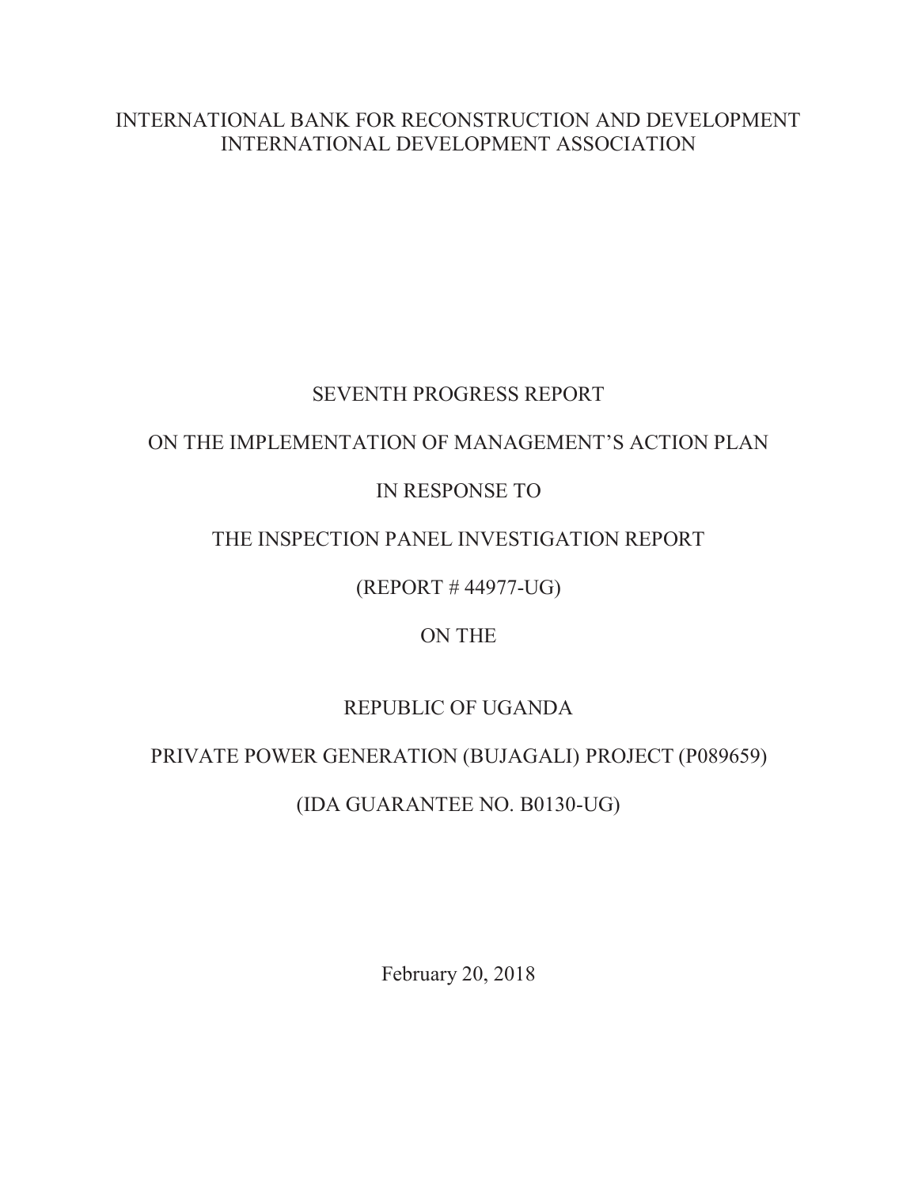INTERNATIONAL BANK FOR RECONSTRUCTION AND DEVELOPMENT
INTERNATIONAL DEVELOPMENT ASSOCIATION

# SEVENTH PROGRESS REPORT

# ON THE IMPLEMENTATION OF MANAGEMENT'S ACTION PLAN

# IN RESPONSE TO

# THE INSPECTION PANEL INVESTIGATION REPORT

# (REPORT # 44977-UG)

# ON THE

# REPUBLIC OF UGANDA

# PRIVATE POWER GENERATION (BUJAGALI) PROJECT (P089659)

# (IDA GUARANTEE NO. B0130-UG)

February 20, 2018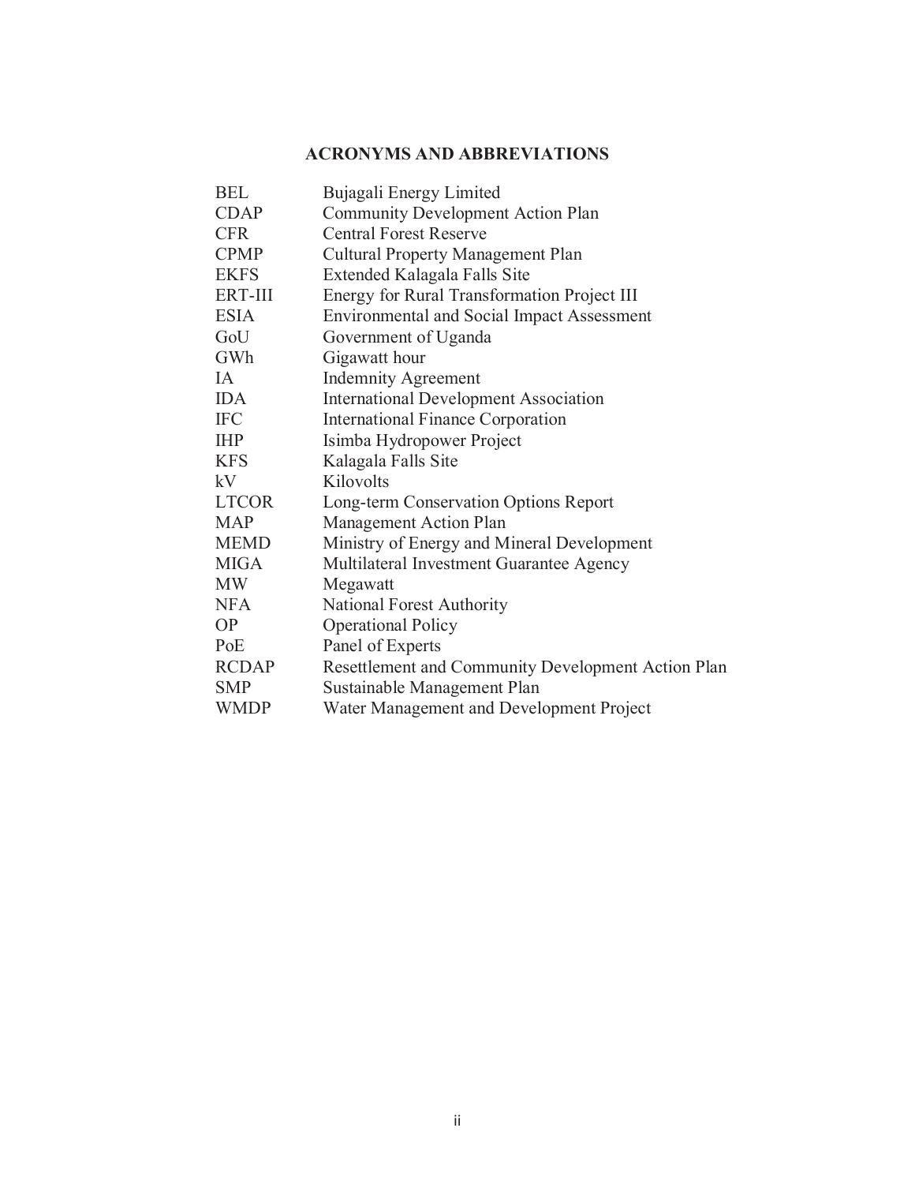## ACRONYMS AND ABBREVIATIONS

| | |
|---|---|
| BEL | Bujagali Energy Limited |
| CDAP | Community Development Action Plan |
| CFR | Central Forest Reserve |
| CPMP | Cultural Property Management Plan |
| EKFS | Extended Kalagala Falls Site |
| ERT-III | Energy for Rural Transformation Project III |
| ESIA | Environmental and Social Impact Assessment |
| GoU | Government of Uganda |
| GWh | Gigawatt hour |
| IA | Indemnity Agreement |
| IDA | International Development Association |
| IFC | International Finance Corporation |
| IHP | Isimba Hydropower Project |
| KFS | Kalagala Falls Site |
| kV | Kilovolts |
| LTCOR | Long-term Conservation Options Report |
| MAP | Management Action Plan |
| MEMD | Ministry of Energy and Mineral Development |
| MIGA | Multilateral Investment Guarantee Agency |
| MW | Megawatt |
| NFA | National Forest Authority |
| OP | Operational Policy |
| PoE | Panel of Experts |
| RCDAP | Resettlement and Community Development Action Plan |
| SMP | Sustainable Management Plan |
| WMDP | Water Management and Development Project |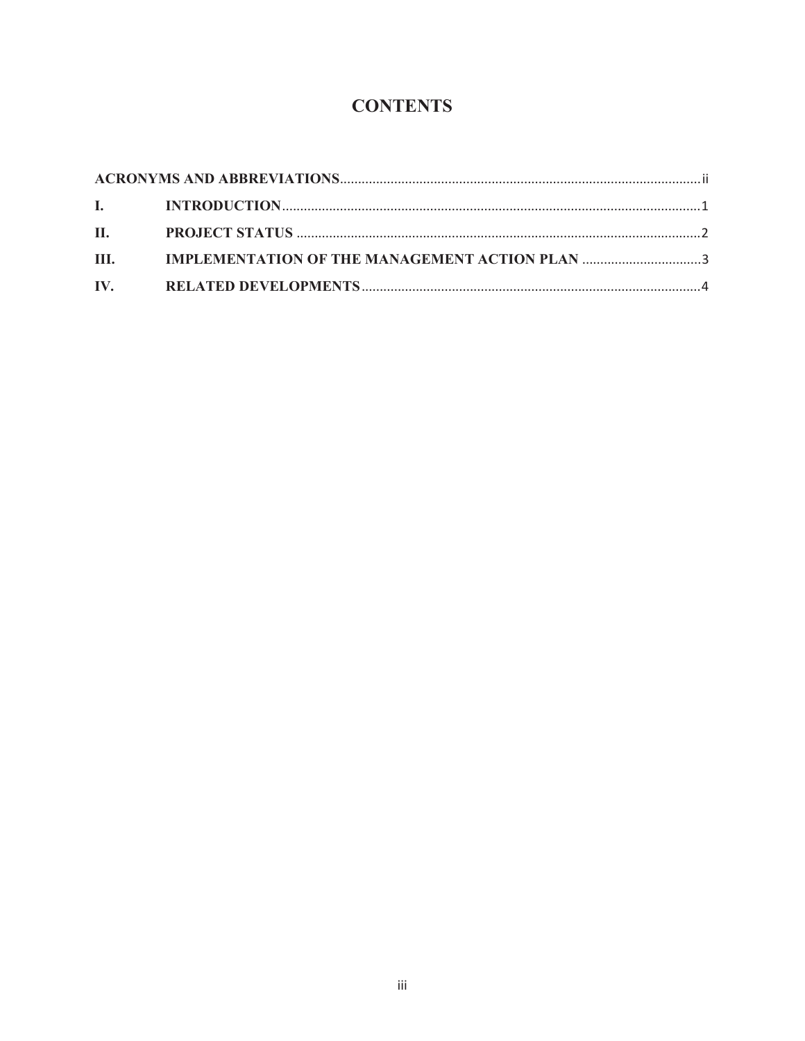# CONTENTS

| | | |
|---|---|---|
| **ACRONYMS AND ABBREVIATIONS** | | ii |
| **I.** | **INTRODUCTION** | 1 |
| **II.** | **PROJECT STATUS** | 2 |
| **III.** | **IMPLEMENTATION OF THE MANAGEMENT ACTION PLAN** | 3 |
| **IV.** | **RELATED DEVELOPMENTS** | 4 |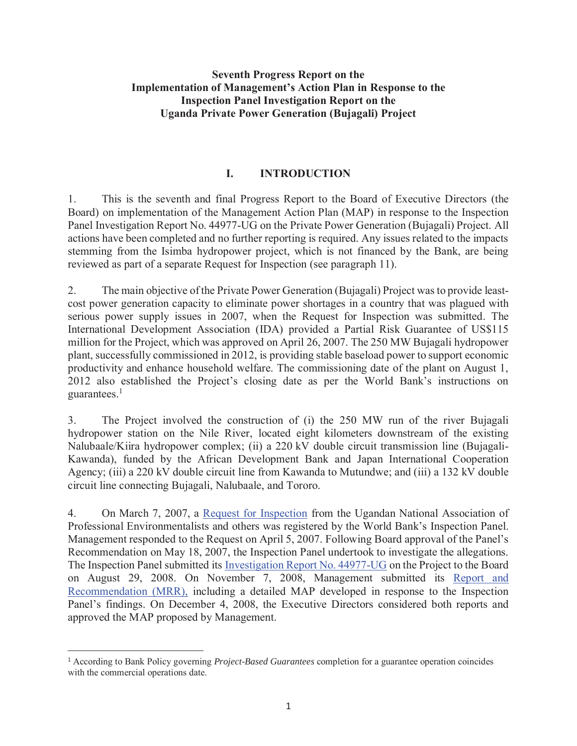**Seventh Progress Report on the Implementation of Management's Action Plan in Response to the Inspection Panel Investigation Report on the Uganda Private Power Generation (Bujagali) Project**

## I. INTRODUCTION

1. This is the seventh and final Progress Report to the Board of Executive Directors (the Board) on implementation of the Management Action Plan (MAP) in response to the Inspection Panel Investigation Report No. 44977-UG on the Private Power Generation (Bujagali) Project. All actions have been completed and no further reporting is required. Any issues related to the impacts stemming from the Isimba hydropower project, which is not financed by the Bank, are being reviewed as part of a separate Request for Inspection (see paragraph 11).

2. The main objective of the Private Power Generation (Bujagali) Project was to provide least-cost power generation capacity to eliminate power shortages in a country that was plagued with serious power supply issues in 2007, when the Request for Inspection was submitted. The International Development Association (IDA) provided a Partial Risk Guarantee of US$115 million for the Project, which was approved on April 26, 2007. The 250 MW Bujagali hydropower plant, successfully commissioned in 2012, is providing stable baseload power to support economic productivity and enhance household welfare. The commissioning date of the plant on August 1, 2012 also established the Project's closing date as per the World Bank's instructions on guarantees.[1]

3. The Project involved the construction of (i) the 250 MW run of the river Bujagali hydropower station on the Nile River, located eight kilometers downstream of the existing Nalubaale/Kiira hydropower complex; (ii) a 220 kV double circuit transmission line (Bujagali-Kawanda), funded by the African Development Bank and Japan International Cooperation Agency; (iii) a 220 kV double circuit line from Kawanda to Mutundwe; and (iii) a 132 kV double circuit line connecting Bujagali, Nalubaale, and Tororo.

4. On March 7, 2007, a Request for Inspection from the Ugandan National Association of Professional Environmentalists and others was registered by the World Bank's Inspection Panel. Management responded to the Request on April 5, 2007. Following Board approval of the Panel's Recommendation on May 18, 2007, the Inspection Panel undertook to investigate the allegations. The Inspection Panel submitted its Investigation Report No. 44977-UG on the Project to the Board on August 29, 2008. On November 7, 2008, Management submitted its Report and Recommendation (MRR), including a detailed MAP developed in response to the Inspection Panel's findings. On December 4, 2008, the Executive Directors considered both reports and approved the MAP proposed by Management.

[1] According to Bank Policy governing *Project-Based Guarantees* completion for a guarantee operation coincides with the commercial operations date.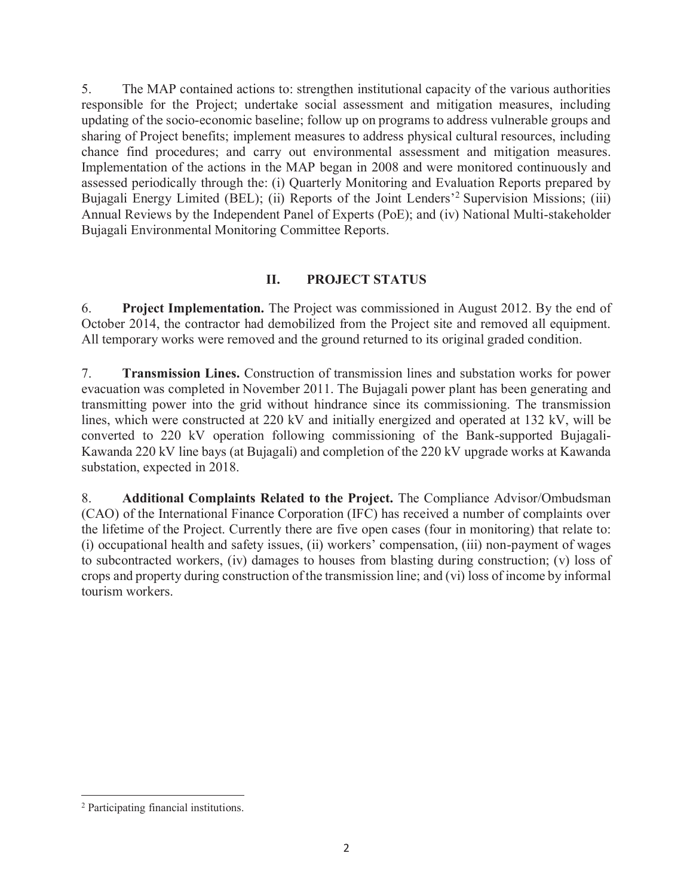5. The MAP contained actions to: strengthen institutional capacity of the various authorities responsible for the Project; undertake social assessment and mitigation measures, including updating of the socio-economic baseline; follow up on programs to address vulnerable groups and sharing of Project benefits; implement measures to address physical cultural resources, including chance find procedures; and carry out environmental assessment and mitigation measures. Implementation of the actions in the MAP began in 2008 and were monitored continuously and assessed periodically through the: (i) Quarterly Monitoring and Evaluation Reports prepared by Bujagali Energy Limited (BEL); (ii) Reports of the Joint Lenders'[2] Supervision Missions; (iii) Annual Reviews by the Independent Panel of Experts (PoE); and (iv) National Multi-stakeholder Bujagali Environmental Monitoring Committee Reports.

## II. PROJECT STATUS

6. **Project Implementation.** The Project was commissioned in August 2012. By the end of October 2014, the contractor had demobilized from the Project site and removed all equipment. All temporary works were removed and the ground returned to its original graded condition.

7. **Transmission Lines.** Construction of transmission lines and substation works for power evacuation was completed in November 2011. The Bujagali power plant has been generating and transmitting power into the grid without hindrance since its commissioning. The transmission lines, which were constructed at 220 kV and initially energized and operated at 132 kV, will be converted to 220 kV operation following commissioning of the Bank-supported Bujagali-Kawanda 220 kV line bays (at Bujagali) and completion of the 220 kV upgrade works at Kawanda substation, expected in 2018.

8. **Additional Complaints Related to the Project.** The Compliance Advisor/Ombudsman (CAO) of the International Finance Corporation (IFC) has received a number of complaints over the lifetime of the Project. Currently there are five open cases (four in monitoring) that relate to: (i) occupational health and safety issues, (ii) workers' compensation, (iii) non-payment of wages to subcontracted workers, (iv) damages to houses from blasting during construction; (v) loss of crops and property during construction of the transmission line; and (vi) loss of income by informal tourism workers.

---

[2] Participating financial institutions.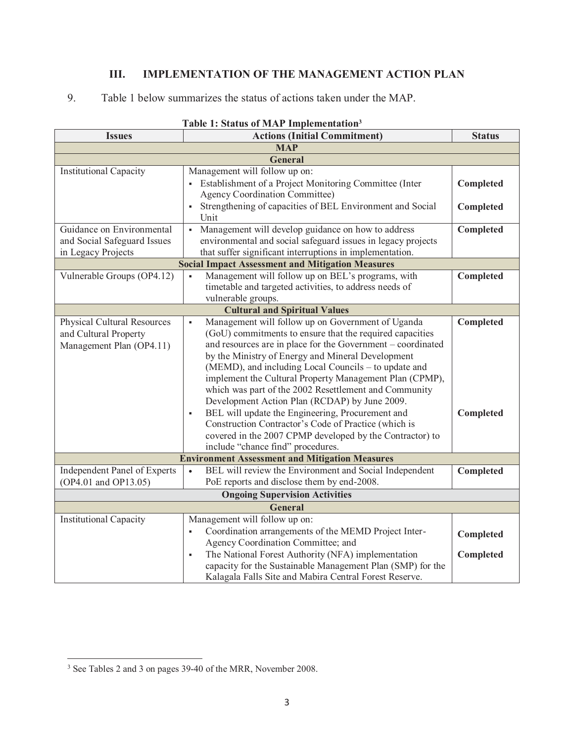## III. IMPLEMENTATION OF THE MANAGEMENT ACTION PLAN

9. Table 1 below summarizes the status of actions taken under the MAP.

**Table 1: Status of MAP Implementation**[3]

| Issues | Actions (Initial Commitment) | Status |
|---|---|---|
| **MAP** | | |
| **General** | | |
| Institutional Capacity | Management will follow up on:<br>▪ Establishment of a Project Monitoring Committee (Inter Agency Coordination Committee)<br>▪ Strengthening of capacities of BEL Environment and Social Unit | **Completed**<br>**Completed** |
| Guidance on Environmental and Social Safeguard Issues in Legacy Projects | ▪ Management will develop guidance on how to address environmental and social safeguard issues in legacy projects that suffer significant interruptions in implementation. | **Completed** |
| **Social Impact Assessment and Mitigation Measures** | | |
| Vulnerable Groups (OP4.12) | ▪ Management will follow up on BEL's programs, with timetable and targeted activities, to address needs of vulnerable groups. | **Completed** |
| **Cultural and Spiritual Values** | | |
| Physical Cultural Resources and Cultural Property Management Plan (OP4.11) | ▪ Management will follow up on Government of Uganda (GoU) commitments to ensure that the required capacities and resources are in place for the Government – coordinated by the Ministry of Energy and Mineral Development (MEMD), and including Local Councils – to update and implement the Cultural Property Management Plan (CPMP), which was part of the 2002 Resettlement and Community Development Action Plan (RCDAP) by June 2009.<br>▪ BEL will update the Engineering, Procurement and Construction Contractor's Code of Practice (which is covered in the 2007 CPMP developed by the Contractor) to include "chance find" procedures. | **Completed**<br>**Completed** |
| **Environment Assessment and Mitigation Measures** | | |
| Independent Panel of Experts (OP4.01 and OP13.05) | • BEL will review the Environment and Social Independent PoE reports and disclose them by end-2008. | **Completed** |
| **Ongoing Supervision Activities** | | |
| **General** | | |
| Institutional Capacity | Management will follow up on:<br>▪ Coordination arrangements of the MEMD Project Inter-Agency Coordination Committee; and<br>▪ The National Forest Authority (NFA) implementation capacity for the Sustainable Management Plan (SMP) for the Kalagala Falls Site and Mabira Central Forest Reserve. | **Completed**<br>**Completed** |

[3] See Tables 2 and 3 on pages 39-40 of the MRR, November 2008.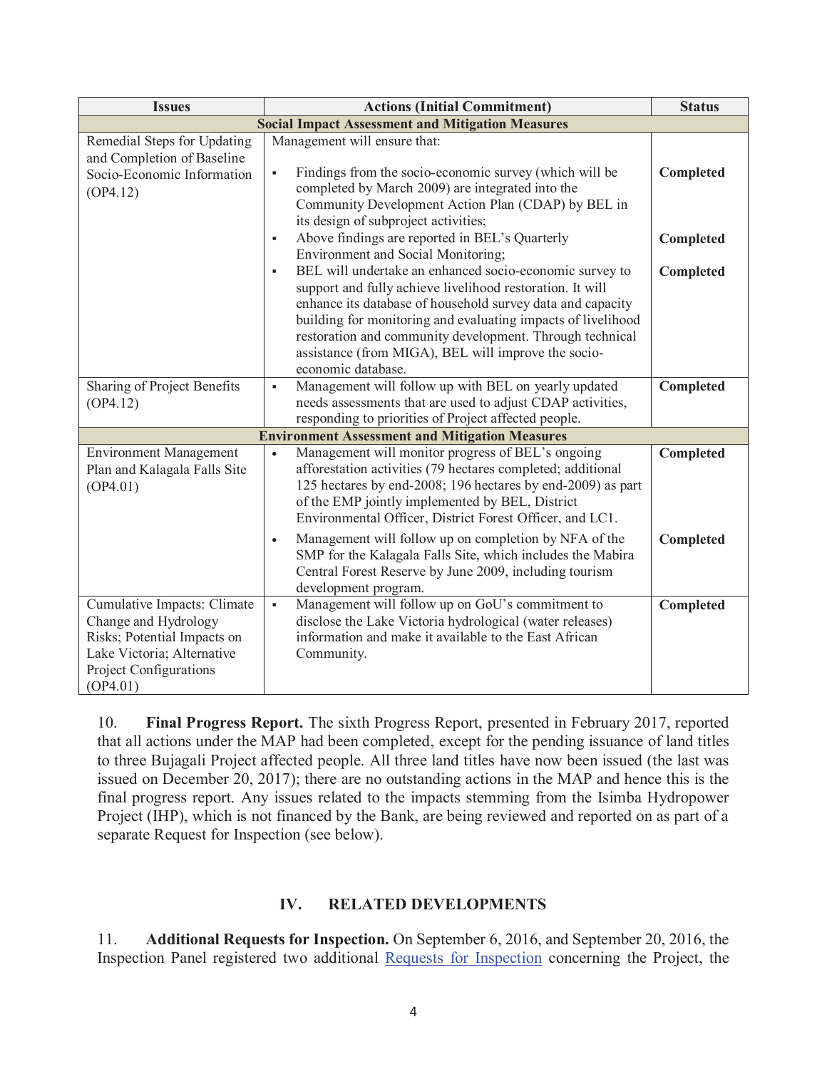| Issues | Actions (Initial Commitment) | Status |
|---|---|---|
| **Social Impact Assessment and Mitigation Measures** | | |
| Remedial Steps for Updating and Completion of Baseline Socio-Economic Information (OP4.12) | Management will ensure that:<br><br>▪ Findings from the socio-economic survey (which will be completed by March 2009) are integrated into the Community Development Action Plan (CDAP) by BEL in its design of subproject activities; | **Completed** |
| | ▪ Above findings are reported in BEL's Quarterly Environment and Social Monitoring; | **Completed** |
| | ▪ BEL will undertake an enhanced socio-economic survey to support and fully achieve livelihood restoration. It will enhance its database of household survey data and capacity building for monitoring and evaluating impacts of livelihood restoration and community development. Through technical assistance (from MIGA), BEL will improve the socio-economic database. | **Completed** |
| Sharing of Project Benefits (OP4.12) | ▪ Management will follow up with BEL on yearly updated needs assessments that are used to adjust CDAP activities, responding to priorities of Project affected people. | **Completed** |
| **Environment Assessment and Mitigation Measures** | | |
| Environment Management Plan and Kalagala Falls Site (OP4.01) | • Management will monitor progress of BEL's ongoing afforestation activities (79 hectares completed; additional 125 hectares by end-2008; 196 hectares by end-2009) as part of the EMP jointly implemented by BEL, District Environmental Officer, District Forest Officer, and LC1. | **Completed** |
| | • Management will follow up on completion by NFA of the SMP for the Kalagala Falls Site, which includes the Mabira Central Forest Reserve by June 2009, including tourism development program. | **Completed** |
| Cumulative Impacts: Climate Change and Hydrology Risks; Potential Impacts on Lake Victoria; Alternative Project Configurations (OP4.01) | ▪ Management will follow up on GoU's commitment to disclose the Lake Victoria hydrological (water releases) information and make it available to the East African Community. | **Completed** |

10. **Final Progress Report.** The sixth Progress Report, presented in February 2017, reported that all actions under the MAP had been completed, except for the pending issuance of land titles to three Bujagali Project affected people. All three land titles have now been issued (the last was issued on December 20, 2017); there are no outstanding actions in the MAP and hence this is the final progress report. Any issues related to the impacts stemming from the Isimba Hydropower Project (IHP), which is not financed by the Bank, are being reviewed and reported on as part of a separate Request for Inspection (see below).

## IV. RELATED DEVELOPMENTS

11. **Additional Requests for Inspection.** On September 6, 2016, and September 20, 2016, the Inspection Panel registered two additional Requests for Inspection concerning the Project, the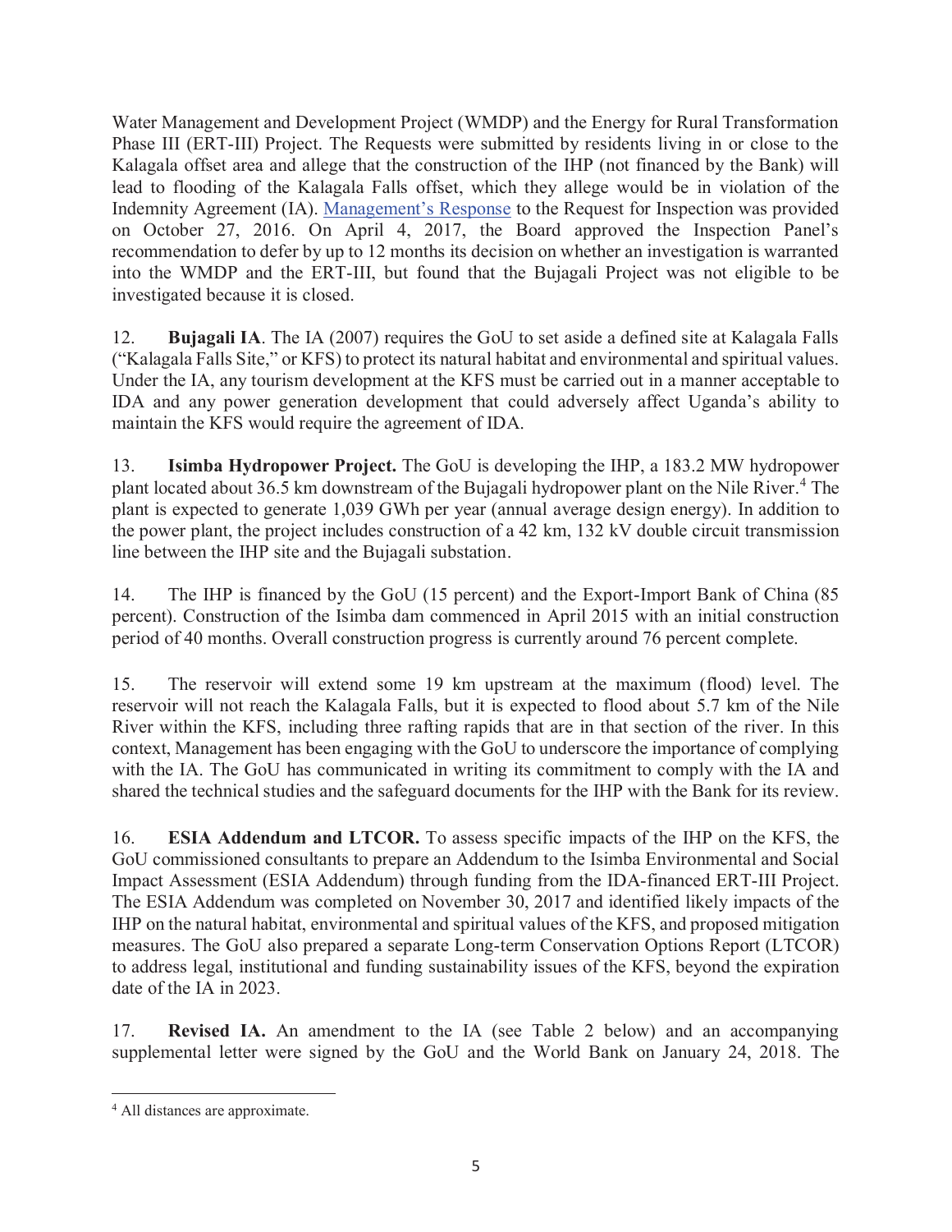Water Management and Development Project (WMDP) and the Energy for Rural Transformation Phase III (ERT-III) Project. The Requests were submitted by residents living in or close to the Kalagala offset area and allege that the construction of the IHP (not financed by the Bank) will lead to flooding of the Kalagala Falls offset, which they allege would be in violation of the Indemnity Agreement (IA). Management's Response to the Request for Inspection was provided on October 27, 2016. On April 4, 2017, the Board approved the Inspection Panel's recommendation to defer by up to 12 months its decision on whether an investigation is warranted into the WMDP and the ERT-III, but found that the Bujagali Project was not eligible to be investigated because it is closed.

12. **Bujagali IA**. The IA (2007) requires the GoU to set aside a defined site at Kalagala Falls ("Kalagala Falls Site," or KFS) to protect its natural habitat and environmental and spiritual values. Under the IA, any tourism development at the KFS must be carried out in a manner acceptable to IDA and any power generation development that could adversely affect Uganda's ability to maintain the KFS would require the agreement of IDA.

13. **Isimba Hydropower Project.** The GoU is developing the IHP, a 183.2 MW hydropower plant located about 36.5 km downstream of the Bujagali hydropower plant on the Nile River.[4] The plant is expected to generate 1,039 GWh per year (annual average design energy). In addition to the power plant, the project includes construction of a 42 km, 132 kV double circuit transmission line between the IHP site and the Bujagali substation.

14. The IHP is financed by the GoU (15 percent) and the Export-Import Bank of China (85 percent). Construction of the Isimba dam commenced in April 2015 with an initial construction period of 40 months. Overall construction progress is currently around 76 percent complete.

15. The reservoir will extend some 19 km upstream at the maximum (flood) level. The reservoir will not reach the Kalagala Falls, but it is expected to flood about 5.7 km of the Nile River within the KFS, including three rafting rapids that are in that section of the river. In this context, Management has been engaging with the GoU to underscore the importance of complying with the IA. The GoU has communicated in writing its commitment to comply with the IA and shared the technical studies and the safeguard documents for the IHP with the Bank for its review.

16. **ESIA Addendum and LTCOR.** To assess specific impacts of the IHP on the KFS, the GoU commissioned consultants to prepare an Addendum to the Isimba Environmental and Social Impact Assessment (ESIA Addendum) through funding from the IDA-financed ERT-III Project. The ESIA Addendum was completed on November 30, 2017 and identified likely impacts of the IHP on the natural habitat, environmental and spiritual values of the KFS, and proposed mitigation measures. The GoU also prepared a separate Long-term Conservation Options Report (LTCOR) to address legal, institutional and funding sustainability issues of the KFS, beyond the expiration date of the IA in 2023.

17. **Revised IA.** An amendment to the IA (see Table 2 below) and an accompanying supplemental letter were signed by the GoU and the World Bank on January 24, 2018. The

[4] All distances are approximate.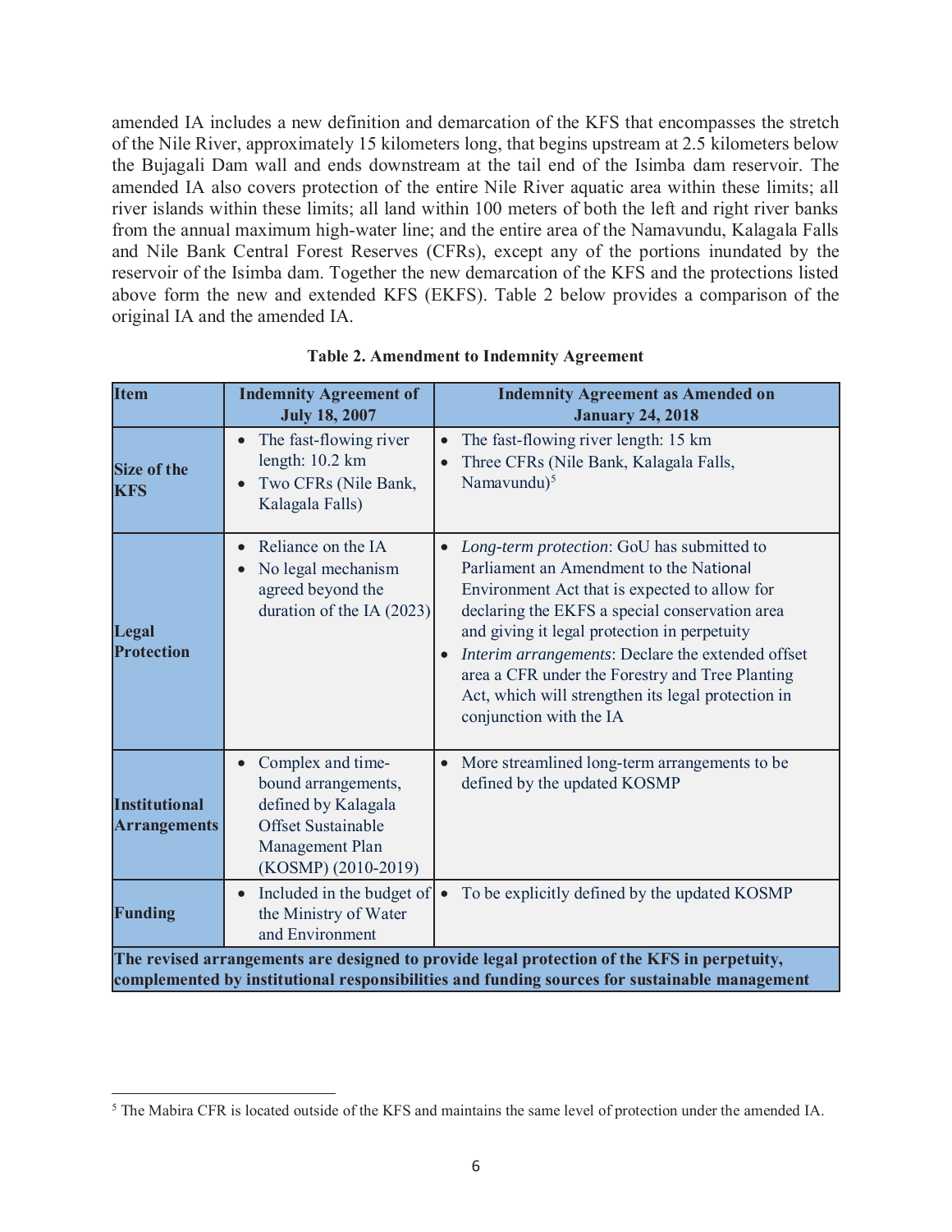amended IA includes a new definition and demarcation of the KFS that encompasses the stretch of the Nile River, approximately 15 kilometers long, that begins upstream at 2.5 kilometers below the Bujagali Dam wall and ends downstream at the tail end of the Isimba dam reservoir. The amended IA also covers protection of the entire Nile River aquatic area within these limits; all river islands within these limits; all land within 100 meters of both the left and right river banks from the annual maximum high-water line; and the entire area of the Namavundu, Kalagala Falls and Nile Bank Central Forest Reserves (CFRs), except any of the portions inundated by the reservoir of the Isimba dam. Together the new demarcation of the KFS and the protections listed above form the new and extended KFS (EKFS). Table 2 below provides a comparison of the original IA and the amended IA.

**Table 2. Amendment to Indemnity Agreement**

| Item | Indemnity Agreement of July 18, 2007 | Indemnity Agreement as Amended on January 24, 2018 |
|---|---|---|
| **Size of the KFS** | • The fast-flowing river length: 10.2 km<br>• Two CFRs (Nile Bank, Kalagala Falls) | • The fast-flowing river length: 15 km<br>• Three CFRs (Nile Bank, Kalagala Falls, Namavundu)[5] |
| **Legal Protection** | • Reliance on the IA<br>• No legal mechanism agreed beyond the duration of the IA (2023) | • *Long-term protection*: GoU has submitted to Parliament an Amendment to the National Environment Act that is expected to allow for declaring the EKFS a special conservation area and giving it legal protection in perpetuity<br>• *Interim arrangements*: Declare the extended offset area a CFR under the Forestry and Tree Planting Act, which will strengthen its legal protection in conjunction with the IA |
| **Institutional Arrangements** | • Complex and time-bound arrangements, defined by Kalagala Offset Sustainable Management Plan (KOSMP) (2010-2019) | • More streamlined long-term arrangements to be defined by the updated KOSMP |
| **Funding** | • Included in the budget of the Ministry of Water and Environment | • To be explicitly defined by the updated KOSMP |
| **The revised arrangements are designed to provide legal protection of the KFS in perpetuity, complemented by institutional responsibilities and funding sources for sustainable management** | | |

[5] The Mabira CFR is located outside of the KFS and maintains the same level of protection under the amended IA.